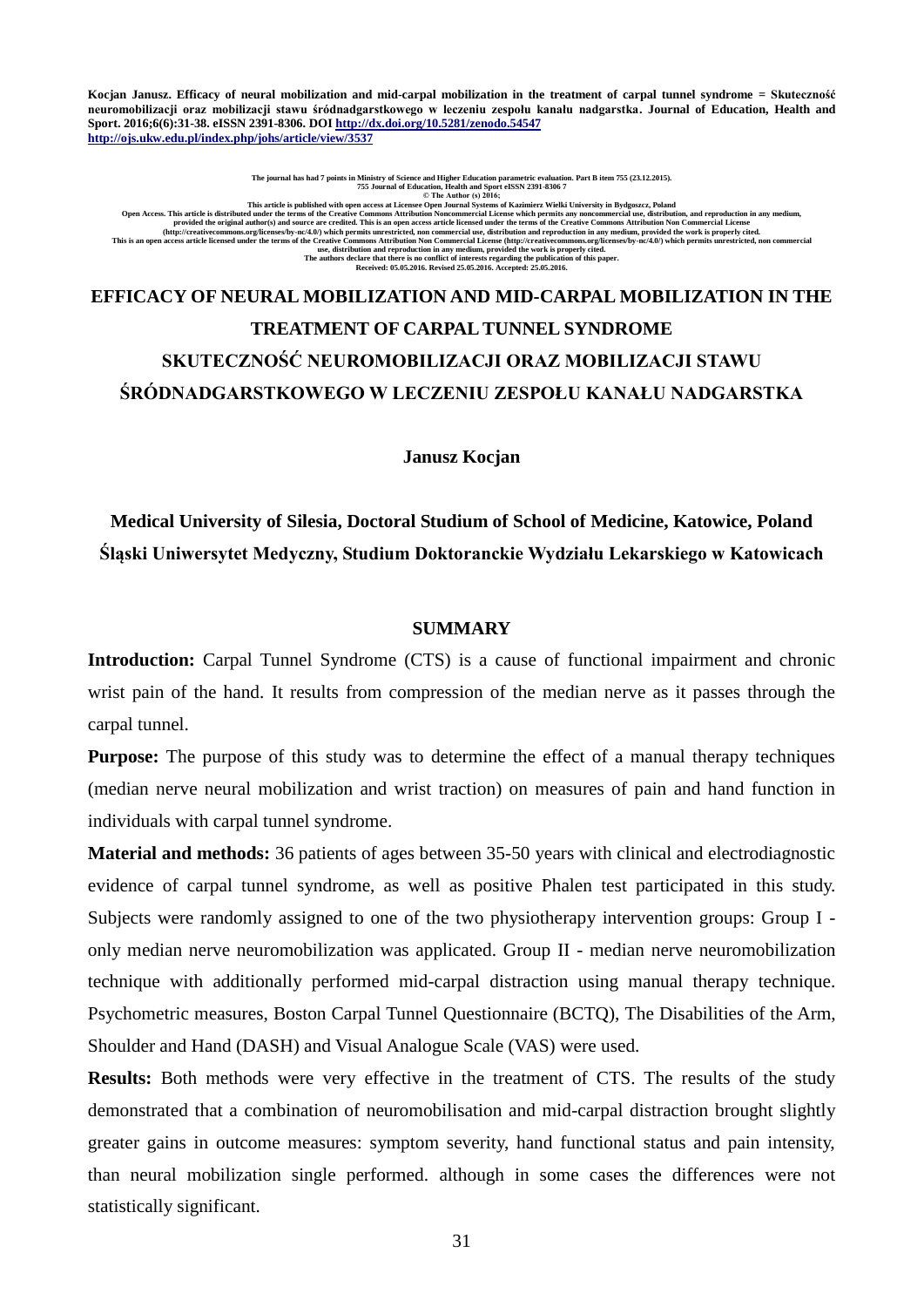**Kocjan Janusz. Efficacy of neural mobilization and mid-carpal mobilization in the treatment of carpal tunnel syndrome = Skuteczność neuromobilizacji oraz mobilizacji stawu śródnadgarstkowego w leczeniu zespołu kanału nadgarstka. Journal of Education, Health and Sport. 2016;6(6):31-38. eISSN 2391-8306. DOI http://dx.doi.org/10.5281/zenodo.54547**
**http://ojs.ukw.edu.pl/index.php/johs/article/view/3537**

**The journal has had 7 points in Ministry of Science and Higher Education parametric evaluation. Part B item 755 (23.12.2015).**
**755 Journal of Education, Health and Sport eISSN 2391-8306 7**
**© The Author (s) 2016;**
**This article is published with open access at Licensee Open Journal Systems of Kazimierz Wielki University in Bydgoszcz, Poland**
**Open Access. This article is distributed under the terms of the Creative Commons Attribution Noncommercial License which permits any noncommercial use, distribution, and reproduction in any medium, provided the original author(s) and source are credited. This is an open access article licensed under the terms of the Creative Commons Attribution Non Commercial License (http://creativecommons.org/licenses/by-nc/4.0/) which permits unrestricted, non commercial use, distribution and reproduction in any medium, provided the work is properly cited.**
**This is an open access article licensed under the terms of the Creative Commons Attribution Non Commercial License (http://creativecommons.org/licenses/by-nc/4.0/) which permits unrestricted, non commercial use, distribution and reproduction in any medium, provided the work is properly cited.**
**The authors declare that there is no conflict of interests regarding the publication of this paper.**
**Received: 05.05.2016. Revised 25.05.2016. Accepted: 25.05.2016.**

# EFFICACY OF NEURAL MOBILIZATION AND MID-CARPAL MOBILIZATION IN THE TREATMENT OF CARPAL TUNNEL SYNDROME

# SKUTECZNOŚĆ NEUROMOBILIZACJI ORAZ MOBILIZACJI STAWU ŚRÓDNADGARSTKOWEGO W LECZENIU ZESPOŁU KANAŁU NADGARSTKA

**Janusz Kocjan**

**Medical University of Silesia, Doctoral Studium of School of Medicine, Katowice, Poland**
**Śląski Uniwersytet Medyczny, Studium Doktoranckie Wydziału Lekarskiego w Katowicach**

## SUMMARY

**Introduction:** Carpal Tunnel Syndrome (CTS) is a cause of functional impairment and chronic wrist pain of the hand. It results from compression of the median nerve as it passes through the carpal tunnel.

**Purpose:** The purpose of this study was to determine the effect of a manual therapy techniques (median nerve neural mobilization and wrist traction) on measures of pain and hand function in individuals with carpal tunnel syndrome.

**Material and methods:** 36 patients of ages between 35-50 years with clinical and electrodiagnostic evidence of carpal tunnel syndrome, as well as positive Phalen test participated in this study. Subjects were randomly assigned to one of the two physiotherapy intervention groups: Group I - only median nerve neuromobilization was applicated. Group II - median nerve neuromobilization technique with additionally performed mid-carpal distraction using manual therapy technique. Psychometric measures, Boston Carpal Tunnel Questionnaire (BCTQ), The Disabilities of the Arm, Shoulder and Hand (DASH) and Visual Analogue Scale (VAS) were used.

**Results:** Both methods were very effective in the treatment of CTS. The results of the study demonstrated that a combination of neuromobilisation and mid-carpal distraction brought slightly greater gains in outcome measures: symptom severity, hand functional status and pain intensity, than neural mobilization single performed. although in some cases the differences were not statistically significant.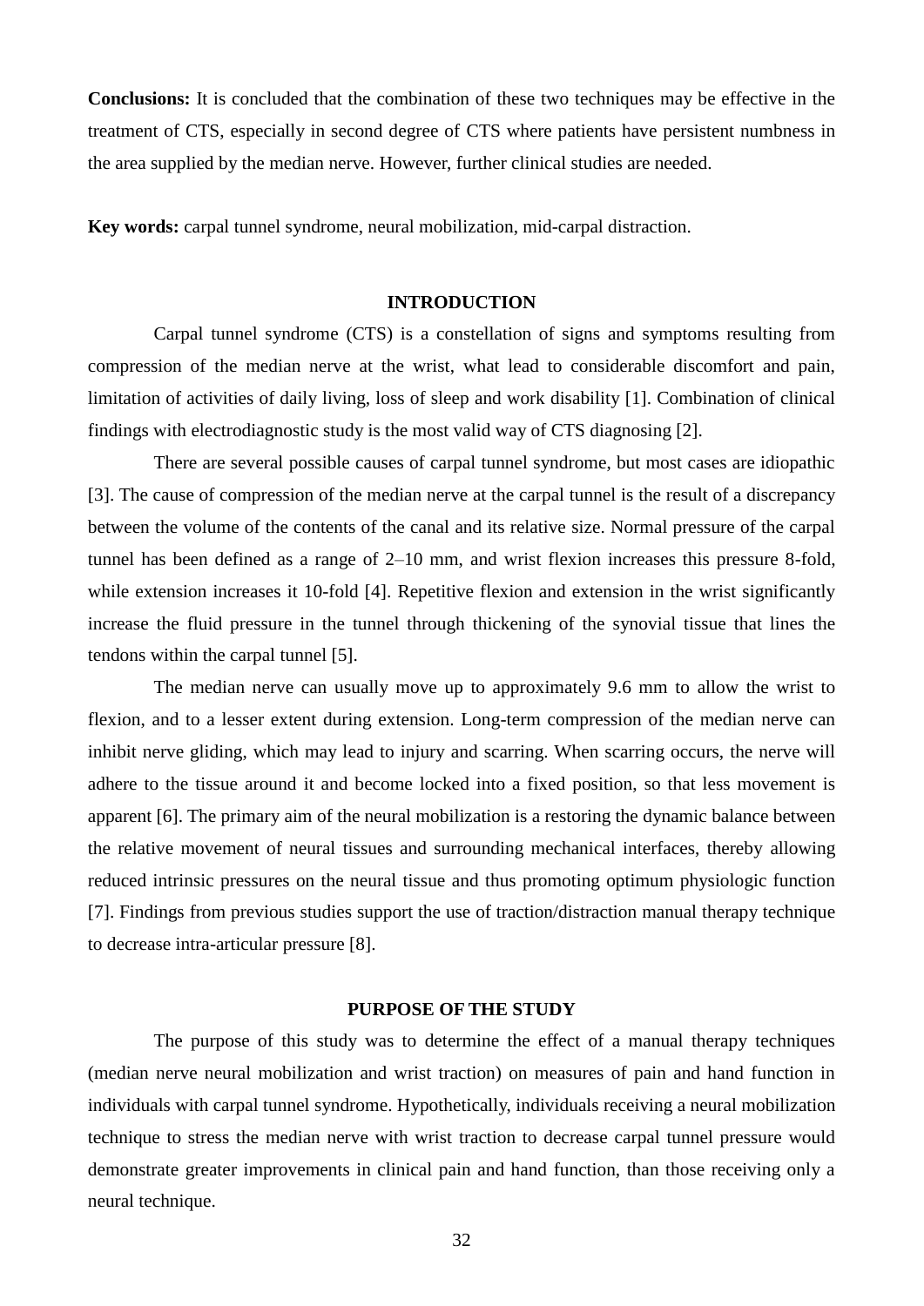**Conclusions:** It is concluded that the combination of these two techniques may be effective in the treatment of CTS, especially in second degree of CTS where patients have persistent numbness in the area supplied by the median nerve. However, further clinical studies are needed.

**Key words:** carpal tunnel syndrome, neural mobilization, mid-carpal distraction.

## INTRODUCTION

Carpal tunnel syndrome (CTS) is a constellation of signs and symptoms resulting from compression of the median nerve at the wrist, what lead to considerable discomfort and pain, limitation of activities of daily living, loss of sleep and work disability [1]. Combination of clinical findings with electrodiagnostic study is the most valid way of CTS diagnosing [2].

There are several possible causes of carpal tunnel syndrome, but most cases are idiopathic [3]. The cause of compression of the median nerve at the carpal tunnel is the result of a discrepancy between the volume of the contents of the canal and its relative size. Normal pressure of the carpal tunnel has been defined as a range of 2–10 mm, and wrist flexion increases this pressure 8-fold, while extension increases it 10-fold [4]. Repetitive flexion and extension in the wrist significantly increase the fluid pressure in the tunnel through thickening of the synovial tissue that lines the tendons within the carpal tunnel [5].

The median nerve can usually move up to approximately 9.6 mm to allow the wrist to flexion, and to a lesser extent during extension. Long-term compression of the median nerve can inhibit nerve gliding, which may lead to injury and scarring. When scarring occurs, the nerve will adhere to the tissue around it and become locked into a fixed position, so that less movement is apparent [6]. The primary aim of the neural mobilization is a restoring the dynamic balance between the relative movement of neural tissues and surrounding mechanical interfaces, thereby allowing reduced intrinsic pressures on the neural tissue and thus promoting optimum physiologic function [7]. Findings from previous studies support the use of traction/distraction manual therapy technique to decrease intra-articular pressure [8].

## PURPOSE OF THE STUDY

The purpose of this study was to determine the effect of a manual therapy techniques (median nerve neural mobilization and wrist traction) on measures of pain and hand function in individuals with carpal tunnel syndrome. Hypothetically, individuals receiving a neural mobilization technique to stress the median nerve with wrist traction to decrease carpal tunnel pressure would demonstrate greater improvements in clinical pain and hand function, than those receiving only a neural technique.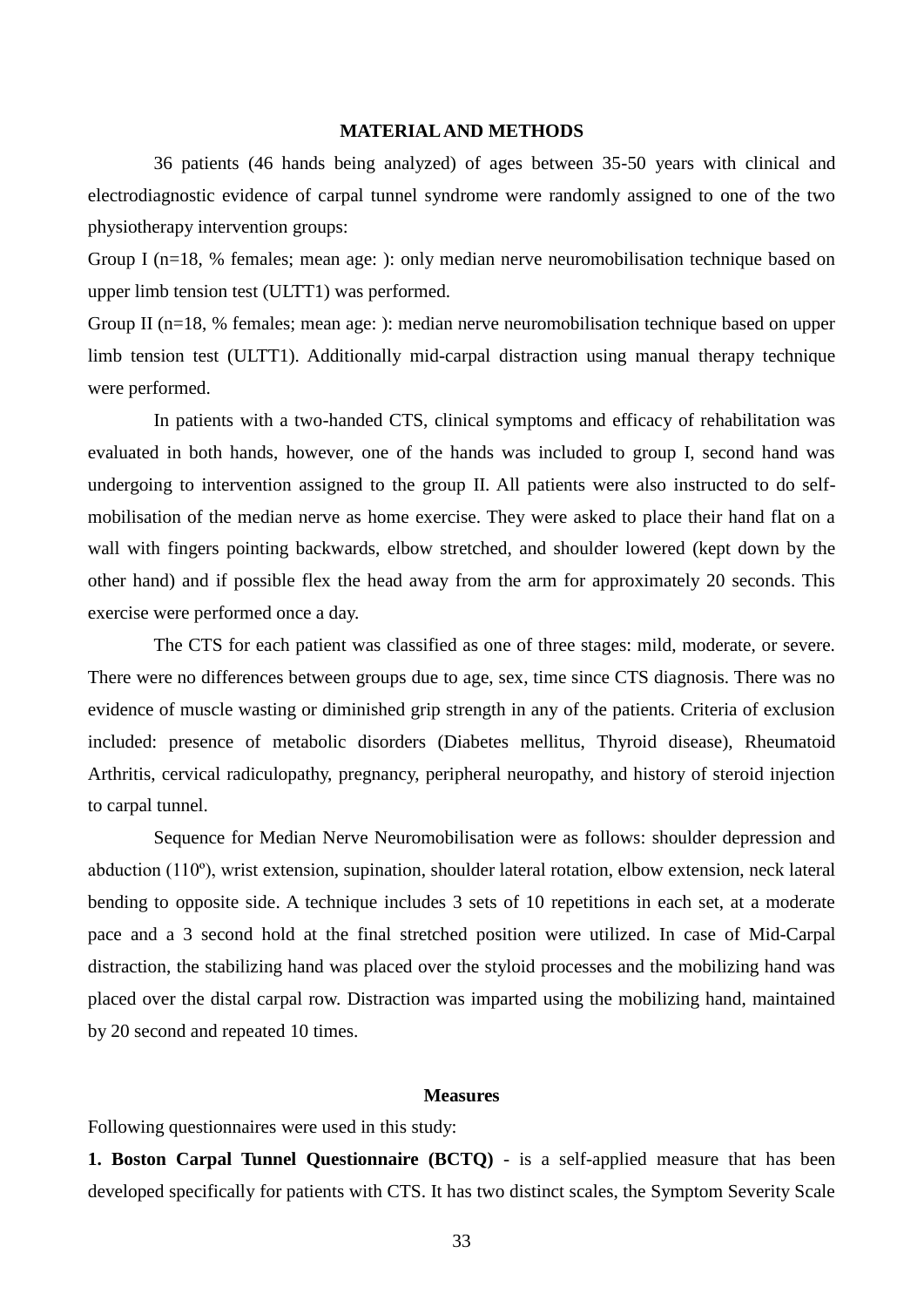## MATERIAL AND METHODS

36 patients (46 hands being analyzed) of ages between 35-50 years with clinical and electrodiagnostic evidence of carpal tunnel syndrome were randomly assigned to one of the two physiotherapy intervention groups:

Group I (n=18, % females; mean age: ): only median nerve neuromobilisation technique based on upper limb tension test (ULTT1) was performed.

Group II (n=18, % females; mean age: ): median nerve neuromobilisation technique based on upper limb tension test (ULTT1). Additionally mid-carpal distraction using manual therapy technique were performed.

In patients with a two-handed CTS, clinical symptoms and efficacy of rehabilitation was evaluated in both hands, however, one of the hands was included to group I, second hand was undergoing to intervention assigned to the group II. All patients were also instructed to do self-mobilisation of the median nerve as home exercise. They were asked to place their hand flat on a wall with fingers pointing backwards, elbow stretched, and shoulder lowered (kept down by the other hand) and if possible flex the head away from the arm for approximately 20 seconds. This exercise were performed once a day.

The CTS for each patient was classified as one of three stages: mild, moderate, or severe. There were no differences between groups due to age, sex, time since CTS diagnosis. There was no evidence of muscle wasting or diminished grip strength in any of the patients. Criteria of exclusion included: presence of metabolic disorders (Diabetes mellitus, Thyroid disease), Rheumatoid Arthritis, cervical radiculopathy, pregnancy, peripheral neuropathy, and history of steroid injection to carpal tunnel.

Sequence for Median Nerve Neuromobilisation were as follows: shoulder depression and abduction (110º), wrist extension, supination, shoulder lateral rotation, elbow extension, neck lateral bending to opposite side. A technique includes 3 sets of 10 repetitions in each set, at a moderate pace and a 3 second hold at the final stretched position were utilized. In case of Mid-Carpal distraction, the stabilizing hand was placed over the styloid processes and the mobilizing hand was placed over the distal carpal row. Distraction was imparted using the mobilizing hand, maintained by 20 second and repeated 10 times.

### Measures

Following questionnaires were used in this study:

**1. Boston Carpal Tunnel Questionnaire (BCTQ)** - is a self-applied measure that has been developed specifically for patients with CTS. It has two distinct scales, the Symptom Severity Scale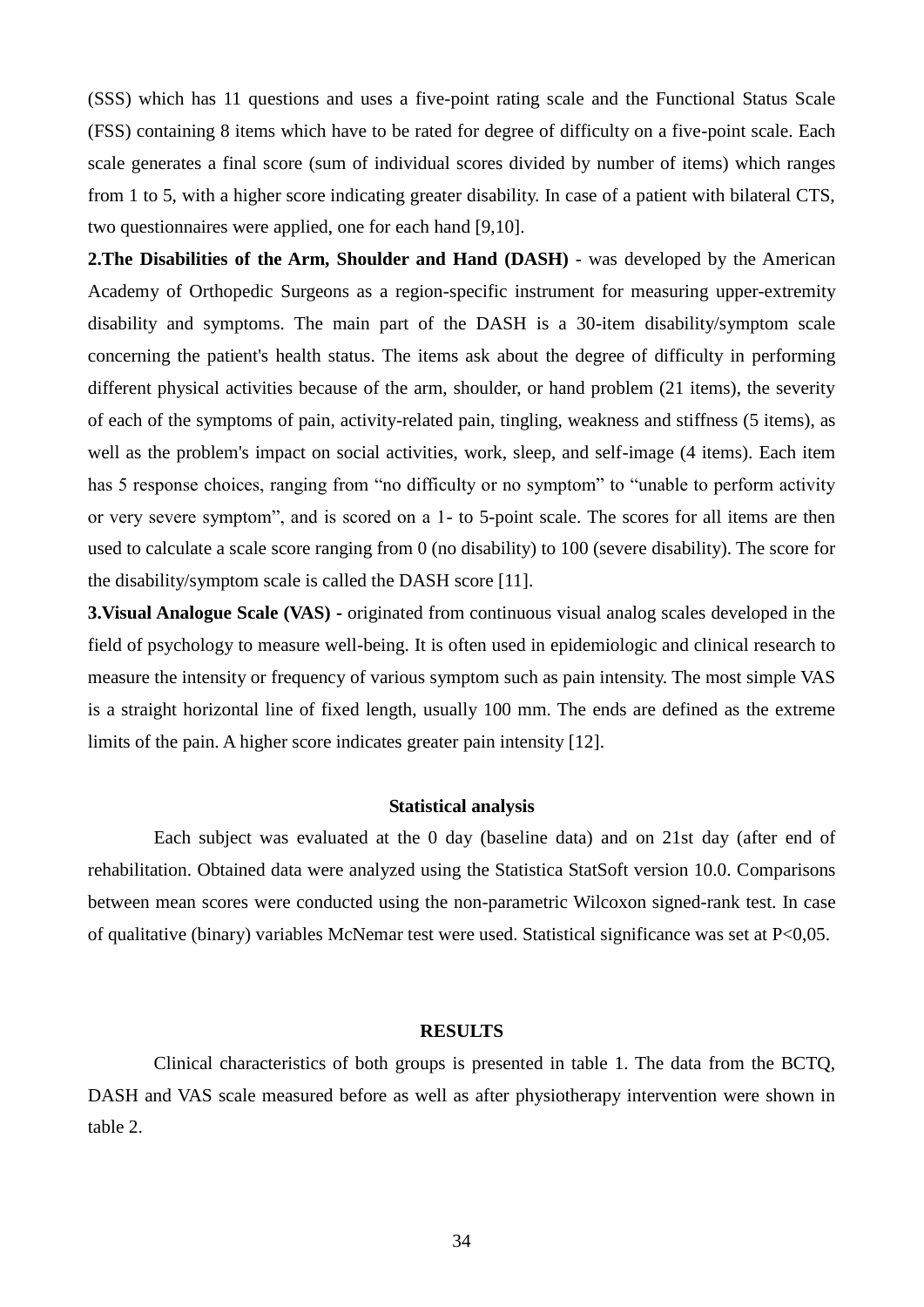(SSS) which has 11 questions and uses a five-point rating scale and the Functional Status Scale (FSS) containing 8 items which have to be rated for degree of difficulty on a five-point scale. Each scale generates a final score (sum of individual scores divided by number of items) which ranges from 1 to 5, with a higher score indicating greater disability. In case of a patient with bilateral CTS, two questionnaires were applied, one for each hand [9,10].

**2.The Disabilities of the Arm, Shoulder and Hand (DASH)** - was developed by the American Academy of Orthopedic Surgeons as a region-specific instrument for measuring upper-extremity disability and symptoms. The main part of the DASH is a 30-item disability/symptom scale concerning the patient's health status. The items ask about the degree of difficulty in performing different physical activities because of the arm, shoulder, or hand problem (21 items), the severity of each of the symptoms of pain, activity-related pain, tingling, weakness and stiffness (5 items), as well as the problem's impact on social activities, work, sleep, and self-image (4 items). Each item has 5 response choices, ranging from "no difficulty or no symptom" to "unable to perform activity or very severe symptom", and is scored on a 1- to 5-point scale. The scores for all items are then used to calculate a scale score ranging from 0 (no disability) to 100 (severe disability). The score for the disability/symptom scale is called the DASH score [11].

**3.Visual Analogue Scale (VAS) -** originated from continuous visual analog scales developed in the field of psychology to measure well-being. It is often used in epidemiologic and clinical research to measure the intensity or frequency of various symptom such as pain intensity. The most simple VAS is a straight horizontal line of fixed length, usually 100 mm. The ends are defined as the extreme limits of the pain. A higher score indicates greater pain intensity [12].

### Statistical analysis

Each subject was evaluated at the 0 day (baseline data) and on 21st day (after end of rehabilitation. Obtained data were analyzed using the Statistica StatSoft version 10.0. Comparisons between mean scores were conducted using the non-parametric Wilcoxon signed-rank test. In case of qualitative (binary) variables McNemar test were used. Statistical significance was set at $P<0,05$.

## RESULTS

Clinical characteristics of both groups is presented in table 1. The data from the BCTQ, DASH and VAS scale measured before as well as after physiotherapy intervention were shown in table 2.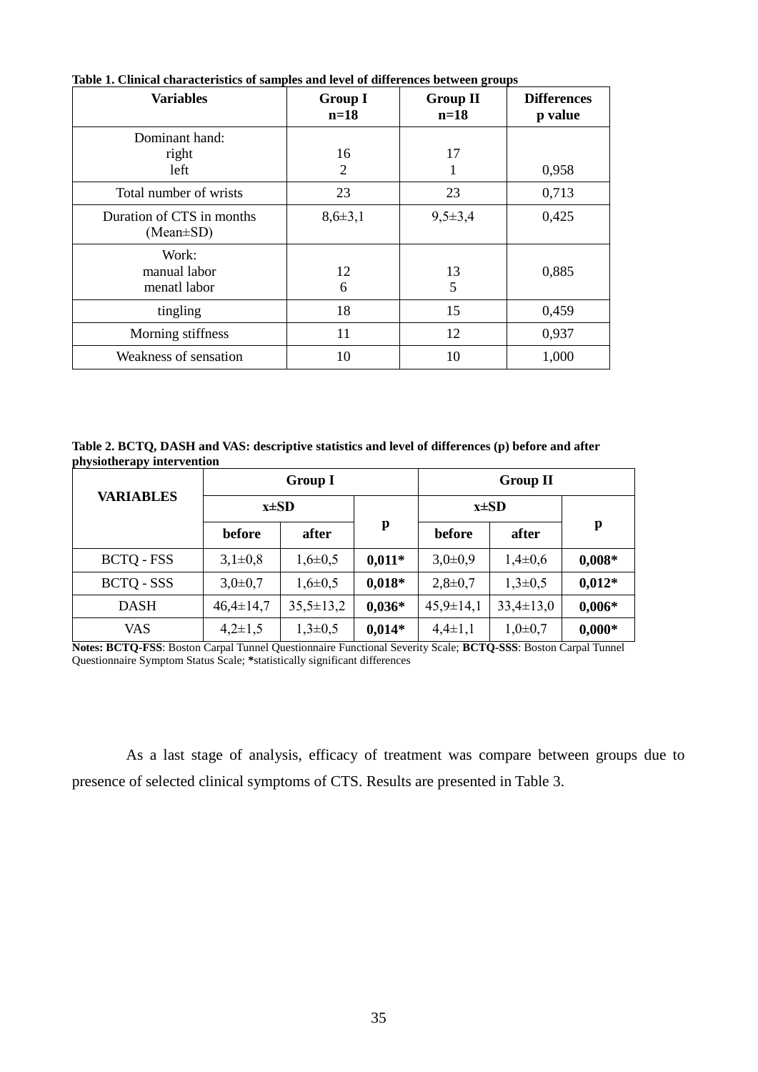**Table 1. Clinical characteristics of samples and level of differences between groups**

| Variables | Group I n=18 | Group II n=18 | Differences p value |
|---|---|---|---|
| Dominant hand: right left | 16 2 | 17 1 | 0,958 |
| Total number of wrists | 23 | 23 | 0,713 |
| Duration of CTS in months (Mean±SD) | 8,6±3,1 | 9,5±3,4 | 0,425 |
| Work: manual labor menatl labor | 12 6 | 13 5 | 0,885 |
| tingling | 18 | 15 | 0,459 |
| Morning stiffness | 11 | 12 | 0,937 |
| Weakness of sensation | 10 | 10 | 1,000 |

**Table 2. BCTQ, DASH and VAS: descriptive statistics and level of differences (p) before and after physiotherapy intervention**

| VARIABLES | Group I | | | Group II | | |
|---|---|---|---|---|---|---|
| | x±SD | | p | x±SD | | p |
| | before | after | | before | after | |
| BCTQ - FSS | 3,1±0,8 | 1,6±0,5 | **0,011*** | 3,0±0,9 | 1,4±0,6 | **0,008*** |
| BCTQ - SSS | 3,0±0,7 | 1,6±0,5 | **0,018*** | 2,8±0,7 | 1,3±0,5 | **0,012*** |
| DASH | 46,4±14,7 | 35,5±13,2 | **0,036*** | 45,9±14,1 | 33,4±13,0 | **0,006*** |
| VAS | 4,2±1,5 | 1,3±0,5 | **0,014*** | 4,4±1,1 | 1,0±0,7 | **0,000*** |

**Notes: BCTQ-FSS**: Boston Carpal Tunnel Questionnaire Functional Severity Scale; **BCTQ-SSS**: Boston Carpal Tunnel Questionnaire Symptom Status Scale; *****statistically significant differences

As a last stage of analysis, efficacy of treatment was compare between groups due to presence of selected clinical symptoms of CTS. Results are presented in Table 3.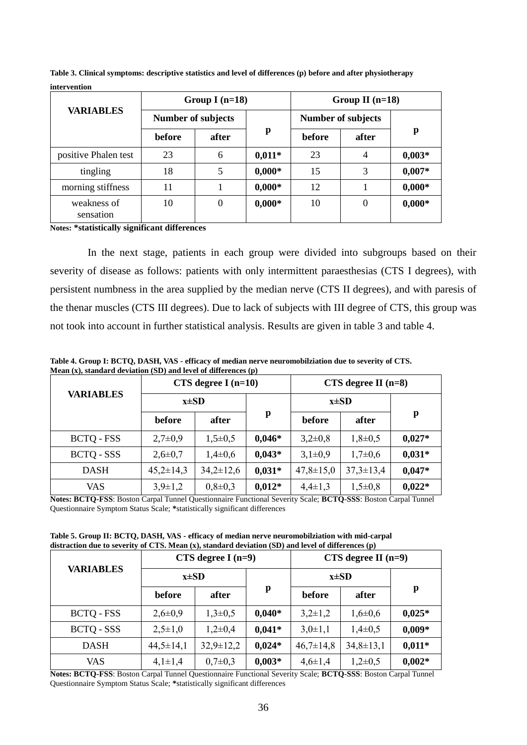**Table 3. Clinical symptoms: descriptive statistics and level of differences (p) before and after physiotherapy intervention**

| VARIABLES | Group I (n=18) | | | Group II (n=18) | | |
|---|---|---|---|---|---|---|
| | Number of subjects | | p | Number of subjects | | p |
| | before | after | | before | after | |
| positive Phalen test | 23 | 6 | **0,011*** | 23 | 4 | **0,003*** |
| tingling | 18 | 5 | **0,000*** | 15 | 3 | **0,007*** |
| morning stiffness | 11 | 1 | **0,000*** | 12 | 1 | **0,000*** |
| weakness of sensation | 10 | 0 | **0,000*** | 10 | 0 | **0,000*** |

**Notes: *statistically significant differences**

In the next stage, patients in each group were divided into subgroups based on their severity of disease as follows: patients with only intermittent paraesthesias (CTS I degrees), with persistent numbness in the area supplied by the median nerve (CTS II degrees), and with paresis of the thenar muscles (CTS III degrees). Due to lack of subjects with III degree of CTS, this group was not took into account in further statistical analysis. Results are given in table 3 and table 4.

**Table 4. Group I: BCTQ, DASH, VAS - efficacy of median nerve neuromobilziation due to severity of CTS. Mean (x), standard deviation (SD) and level of differences (p)**

| VARIABLES | CTS degree I (n=10) | | | CTS degree II (n=8) | | |
|---|---|---|---|---|---|---|
| | x±SD | | p | x±SD | | p |
| | before | after | | before | after | |
| BCTQ - FSS | 2,7±0,9 | 1,5±0,5 | **0,046*** | 3,2±0,8 | 1,8±0,5 | **0,027*** |
| BCTQ - SSS | 2,6±0,7 | 1,4±0,6 | **0,043*** | 3,1±0,9 | 1,7±0,6 | **0,031*** |
| DASH | 45,2±14,3 | 34,2±12,6 | **0,031*** | 47,8±15,0 | 37,3±13,4 | **0,047*** |
| VAS | 3,9±1,2 | 0,8±0,3 | **0,012*** | 4,4±1,3 | 1,5±0,8 | **0,022*** |

**Notes: BCTQ-FSS**: Boston Carpal Tunnel Questionnaire Functional Severity Scale; **BCTQ-SSS**: Boston Carpal Tunnel Questionnaire Symptom Status Scale; *statistically significant differences

**Table 5. Group II: BCTQ, DASH, VAS - efficacy of median nerve neuromobilziation with mid-carpal distraction due to severity of CTS. Mean (x), standard deviation (SD) and level of differences (p)**

| VARIABLES | CTS degree I (n=9) | | | CTS degree II (n=9) | | |
|---|---|---|---|---|---|---|
| | x±SD | | p | x±SD | | p |
| | before | after | | before | after | |
| BCTQ - FSS | 2,6±0,9 | 1,3±0,5 | **0,040*** | 3,2±1,2 | 1,6±0,6 | **0,025*** |
| BCTQ - SSS | 2,5±1,0 | 1,2±0,4 | **0,041*** | 3,0±1,1 | 1,4±0,5 | **0,009*** |
| DASH | 44,5±14,1 | 32,9±12,2 | **0,024*** | 46,7±14,8 | 34,8±13,1 | **0,011*** |
| VAS | 4,1±1,4 | 0,7±0,3 | **0,003*** | 4,6±1,4 | 1,2±0,5 | **0,002*** |

**Notes: BCTQ-FSS**: Boston Carpal Tunnel Questionnaire Functional Severity Scale; **BCTQ-SSS**: Boston Carpal Tunnel Questionnaire Symptom Status Scale; *statistically significant differences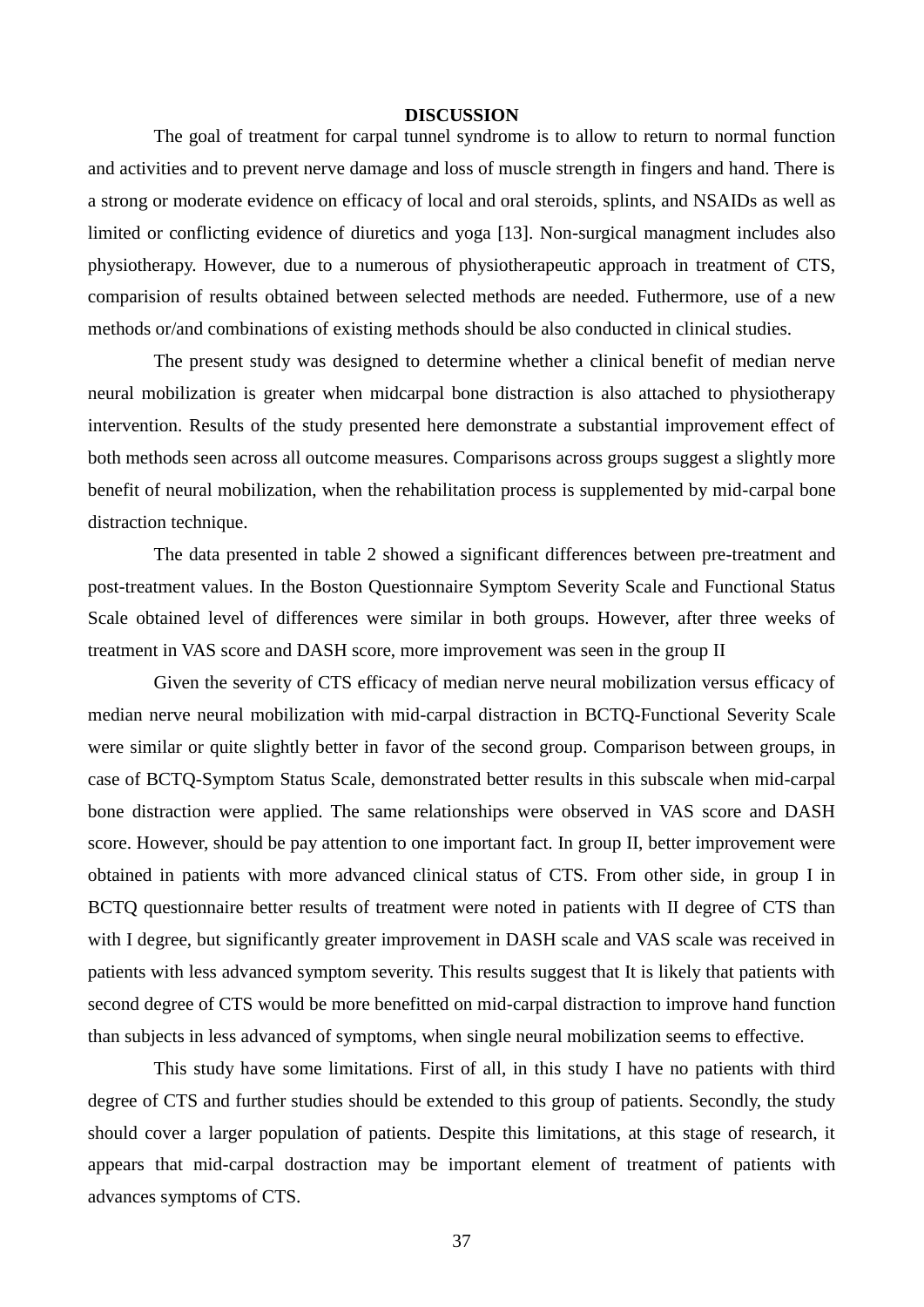## DISCUSSION

The goal of treatment for carpal tunnel syndrome is to allow to return to normal function and activities and to prevent nerve damage and loss of muscle strength in fingers and hand. There is a strong or moderate evidence on efficacy of local and oral steroids, splints, and NSAIDs as well as limited or conflicting evidence of diuretics and yoga [13]. Non-surgical managment includes also physiotherapy. However, due to a numerous of physiotherapeutic approach in treatment of CTS, comparision of results obtained between selected methods are needed. Futhermore, use of a new methods or/and combinations of existing methods should be also conducted in clinical studies.

The present study was designed to determine whether a clinical benefit of median nerve neural mobilization is greater when midcarpal bone distraction is also attached to physiotherapy intervention. Results of the study presented here demonstrate a substantial improvement effect of both methods seen across all outcome measures. Comparisons across groups suggest a slightly more benefit of neural mobilization, when the rehabilitation process is supplemented by mid-carpal bone distraction technique.

The data presented in table 2 showed a significant differences between pre-treatment and post-treatment values. In the Boston Questionnaire Symptom Severity Scale and Functional Status Scale obtained level of differences were similar in both groups. However, after three weeks of treatment in VAS score and DASH score, more improvement was seen in the group II

Given the severity of CTS efficacy of median nerve neural mobilization versus efficacy of median nerve neural mobilization with mid-carpal distraction in BCTQ-Functional Severity Scale were similar or quite slightly better in favor of the second group. Comparison between groups, in case of BCTQ-Symptom Status Scale, demonstrated better results in this subscale when mid-carpal bone distraction were applied. The same relationships were observed in VAS score and DASH score. However, should be pay attention to one important fact. In group II, better improvement were obtained in patients with more advanced clinical status of CTS. From other side, in group I in BCTQ questionnaire better results of treatment were noted in patients with II degree of CTS than with I degree, but significantly greater improvement in DASH scale and VAS scale was received in patients with less advanced symptom severity. This results suggest that It is likely that patients with second degree of CTS would be more benefitted on mid-carpal distraction to improve hand function than subjects in less advanced of symptoms, when single neural mobilization seems to effective.

This study have some limitations. First of all, in this study I have no patients with third degree of CTS and further studies should be extended to this group of patients. Secondly, the study should cover a larger population of patients. Despite this limitations, at this stage of research, it appears that mid-carpal dostraction may be important element of treatment of patients with advances symptoms of CTS.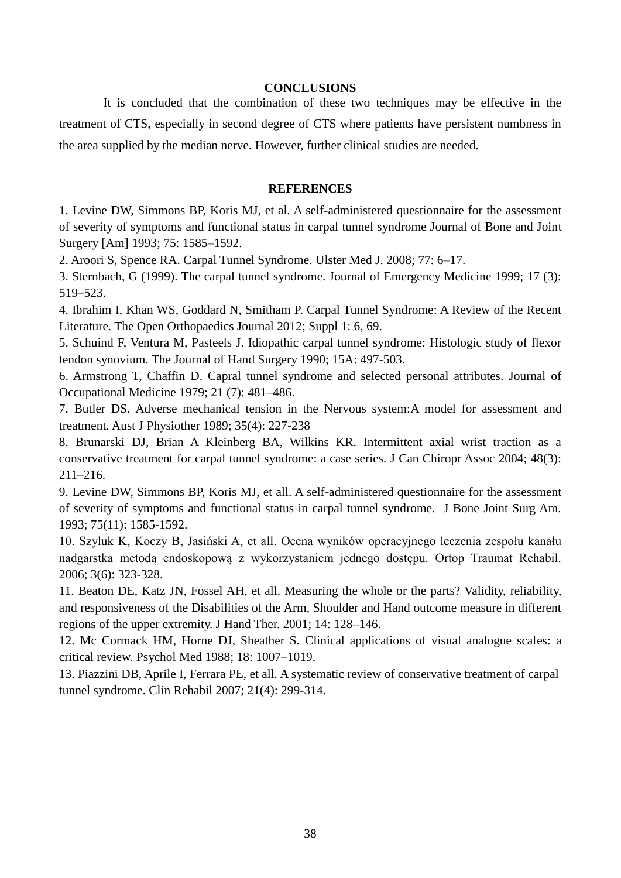## CONCLUSIONS

It is concluded that the combination of these two techniques may be effective in the treatment of CTS, especially in second degree of CTS where patients have persistent numbness in the area supplied by the median nerve. However, further clinical studies are needed.

## REFERENCES

1. Levine DW, Simmons BP, Koris MJ, et al. A self-administered questionnaire for the assessment of severity of symptoms and functional status in carpal tunnel syndrome Journal of Bone and Joint Surgery [Am] 1993; 75: 1585–1592.
2. Aroori S, Spence RA. Carpal Tunnel Syndrome. Ulster Med J. 2008; 77: 6–17.
3. Sternbach, G (1999). The carpal tunnel syndrome. Journal of Emergency Medicine 1999; 17 (3): 519–523.
4. Ibrahim I, Khan WS, Goddard N, Smitham P. Carpal Tunnel Syndrome: A Review of the Recent Literature. The Open Orthopaedics Journal 2012; Suppl 1: 6, 69.
5. Schuind F, Ventura M, Pasteels J. Idiopathic carpal tunnel syndrome: Histologic study of flexor tendon synovium. The Journal of Hand Surgery 1990; 15A: 497-503.
6. Armstrong T, Chaffin D. Capral tunnel syndrome and selected personal attributes. Journal of Occupational Medicine 1979; 21 (7): 481–486.
7. Butler DS. Adverse mechanical tension in the Nervous system:A model for assessment and treatment. Aust J Physiother 1989; 35(4): 227-238
8. Brunarski DJ, Brian A Kleinberg BA, Wilkins KR. Intermittent axial wrist traction as a conservative treatment for carpal tunnel syndrome: a case series. J Can Chiropr Assoc 2004; 48(3): 211–216.
9. Levine DW, Simmons BP, Koris MJ, et all. A self-administered questionnaire for the assessment of severity of symptoms and functional status in carpal tunnel syndrome. J Bone Joint Surg Am. 1993; 75(11): 1585-1592.
10. Szyluk K, Koczy B, Jasiński A, et all. Ocena wyników operacyjnego leczenia zespołu kanału nadgarstka metodą endoskopową z wykorzystaniem jednego dostępu. Ortop Traumat Rehabil. 2006; 3(6): 323-328.
11. Beaton DE, Katz JN, Fossel AH, et all. Measuring the whole or the parts? Validity, reliability, and responsiveness of the Disabilities of the Arm, Shoulder and Hand outcome measure in different regions of the upper extremity. J Hand Ther. 2001; 14: 128–146.
12. Mc Cormack HM, Horne DJ, Sheather S. Clinical applications of visual analogue scales: a critical review. Psychol Med 1988; 18: 1007–1019.
13. Piazzini DB, Aprile I, Ferrara PE, et all. A systematic review of conservative treatment of carpal tunnel syndrome. Clin Rehabil 2007; 21(4): 299-314.